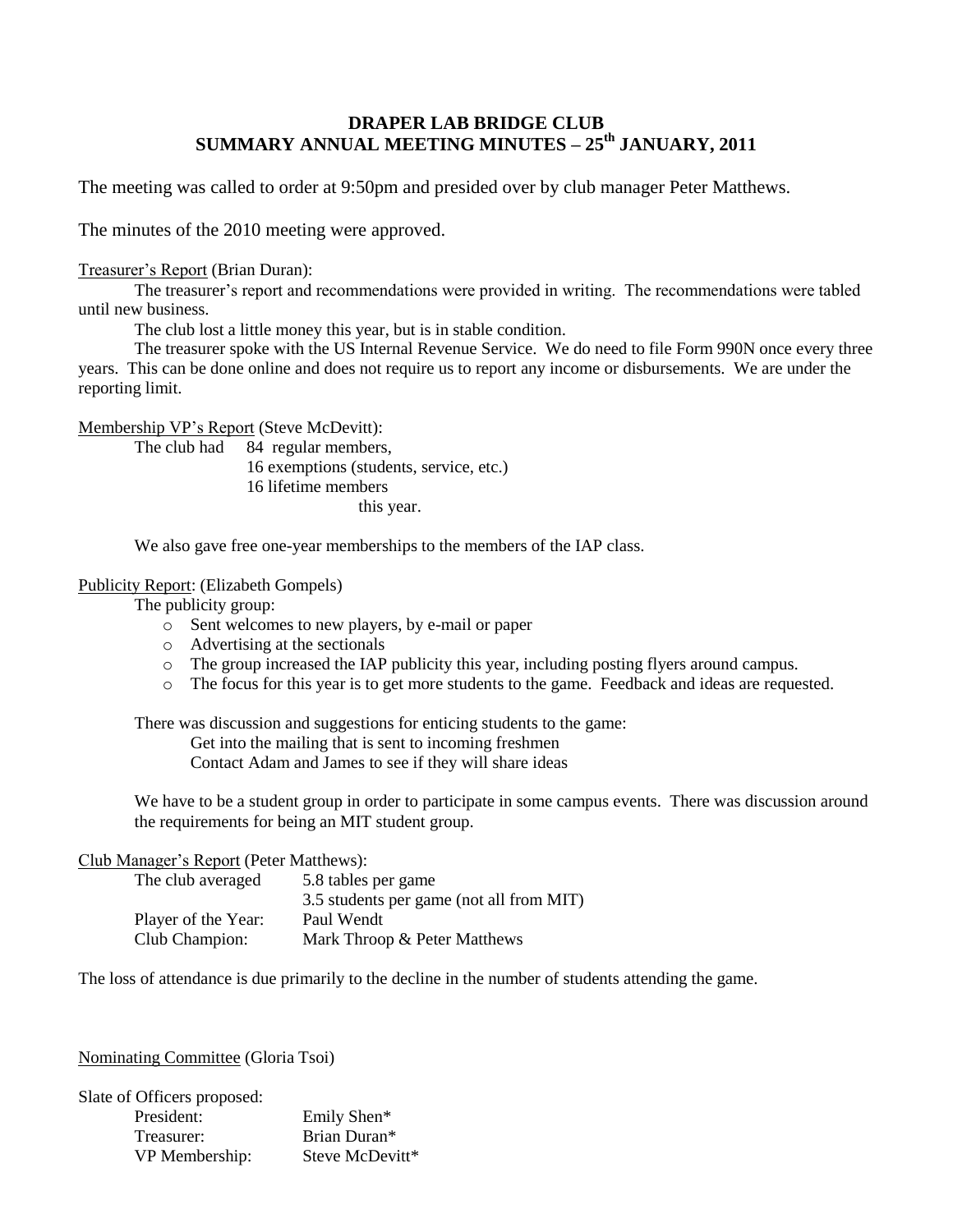# DRAPER LAB BRIDGE CLUB
## SUMMARY ANNUAL MEETING MINUTES – 25th JANUARY, 2011

The meeting was called to order at 9:50pm and presided over by club manager Peter Matthews.

The minutes of the 2010 meeting were approved.

Treasurer's Report (Brian Duran):

The treasurer's report and recommendations were provided in writing. The recommendations were tabled until new business.

The club lost a little money this year, but is in stable condition.

The treasurer spoke with the US Internal Revenue Service. We do need to file Form 990N once every three years. This can be done online and does not require us to report any income or disbursements. We are under the reporting limit.

Membership VP's Report (Steve McDevitt):

The club had 84 regular members,
16 exemptions (students, service, etc.)
16 lifetime members
this year.

We also gave free one-year memberships to the members of the IAP class.

Publicity Report: (Elizabeth Gompels)

The publicity group:

- Sent welcomes to new players, by e-mail or paper
- Advertising at the sectionals
- The group increased the IAP publicity this year, including posting flyers around campus.
- The focus for this year is to get more students to the game. Feedback and ideas are requested.

There was discussion and suggestions for enticing students to the game:

Get into the mailing that is sent to incoming freshmen
Contact Adam and James to see if they will share ideas

We have to be a student group in order to participate in some campus events. There was discussion around the requirements for being an MIT student group.

Club Manager's Report (Peter Matthews):

| | |
|---|---|
| The club averaged | 5.8 tables per game |
| | 3.5 students per game (not all from MIT) |
| Player of the Year: | Paul Wendt |
| Club Champion: | Mark Throop & Peter Matthews |

The loss of attendance is due primarily to the decline in the number of students attending the game.

Nominating Committee (Gloria Tsoi)

Slate of Officers proposed:

| | |
|---|---|
| President: | Emily Shen* |
| Treasurer: | Brian Duran* |
| VP Membership: | Steve McDevitt* |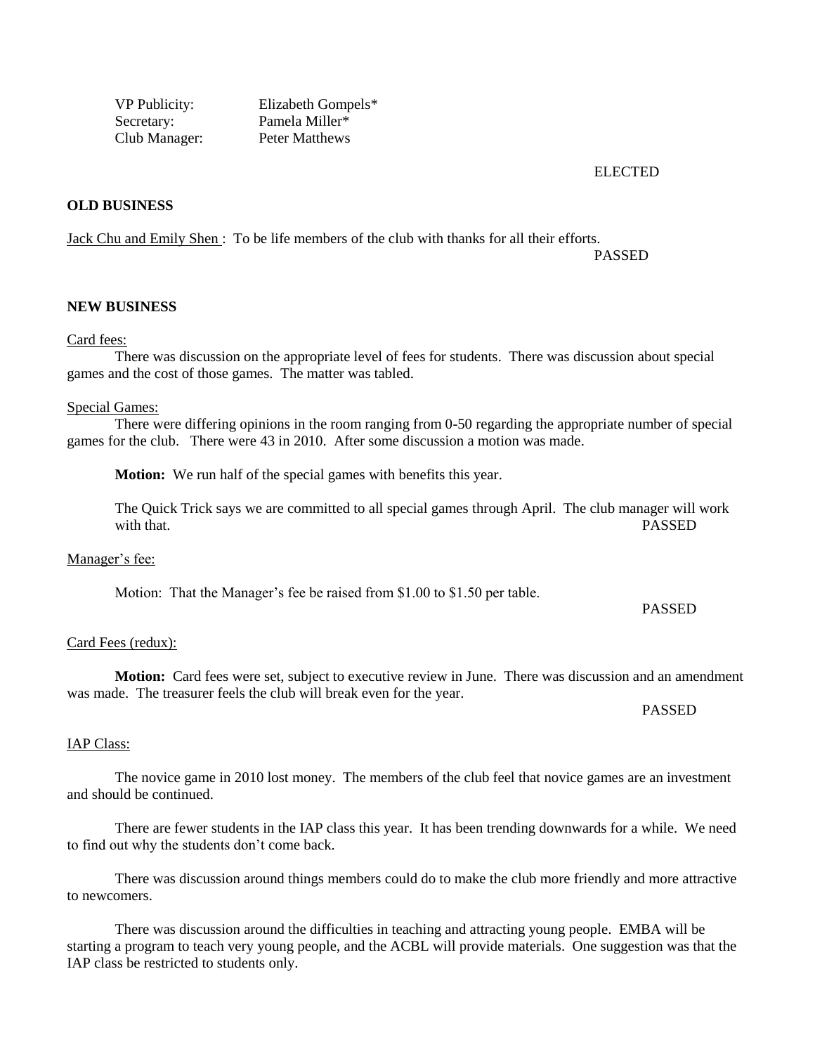| | |
|---|---|
| VP Publicity: | Elizabeth Gompels* |
| Secretary: | Pamela Miller* |
| Club Manager: | Peter Matthews |

ELECTED

**OLD BUSINESS**

Jack Chu and Emily Shen : To be life members of the club with thanks for all their efforts.

PASSED

**NEW BUSINESS**

Card fees:

There was discussion on the appropriate level of fees for students. There was discussion about special games and the cost of those games. The matter was tabled.

Special Games:

There were differing opinions in the room ranging from 0-50 regarding the appropriate number of special games for the club. There were 43 in 2010. After some discussion a motion was made.

**Motion:** We run half of the special games with benefits this year.

The Quick Trick says we are committed to all special games through April. The club manager will work with that.

PASSED

Manager's fee:

Motion: That the Manager's fee be raised from $1.00 to $1.50 per table.

PASSED

Card Fees (redux):

**Motion:** Card fees were set, subject to executive review in June. There was discussion and an amendment was made. The treasurer feels the club will break even for the year.

PASSED

IAP Class:

The novice game in 2010 lost money. The members of the club feel that novice games are an investment and should be continued.

There are fewer students in the IAP class this year. It has been trending downwards for a while. We need to find out why the students don't come back.

There was discussion around things members could do to make the club more friendly and more attractive to newcomers.

There was discussion around the difficulties in teaching and attracting young people. EMBA will be starting a program to teach very young people, and the ACBL will provide materials. One suggestion was that the IAP class be restricted to students only.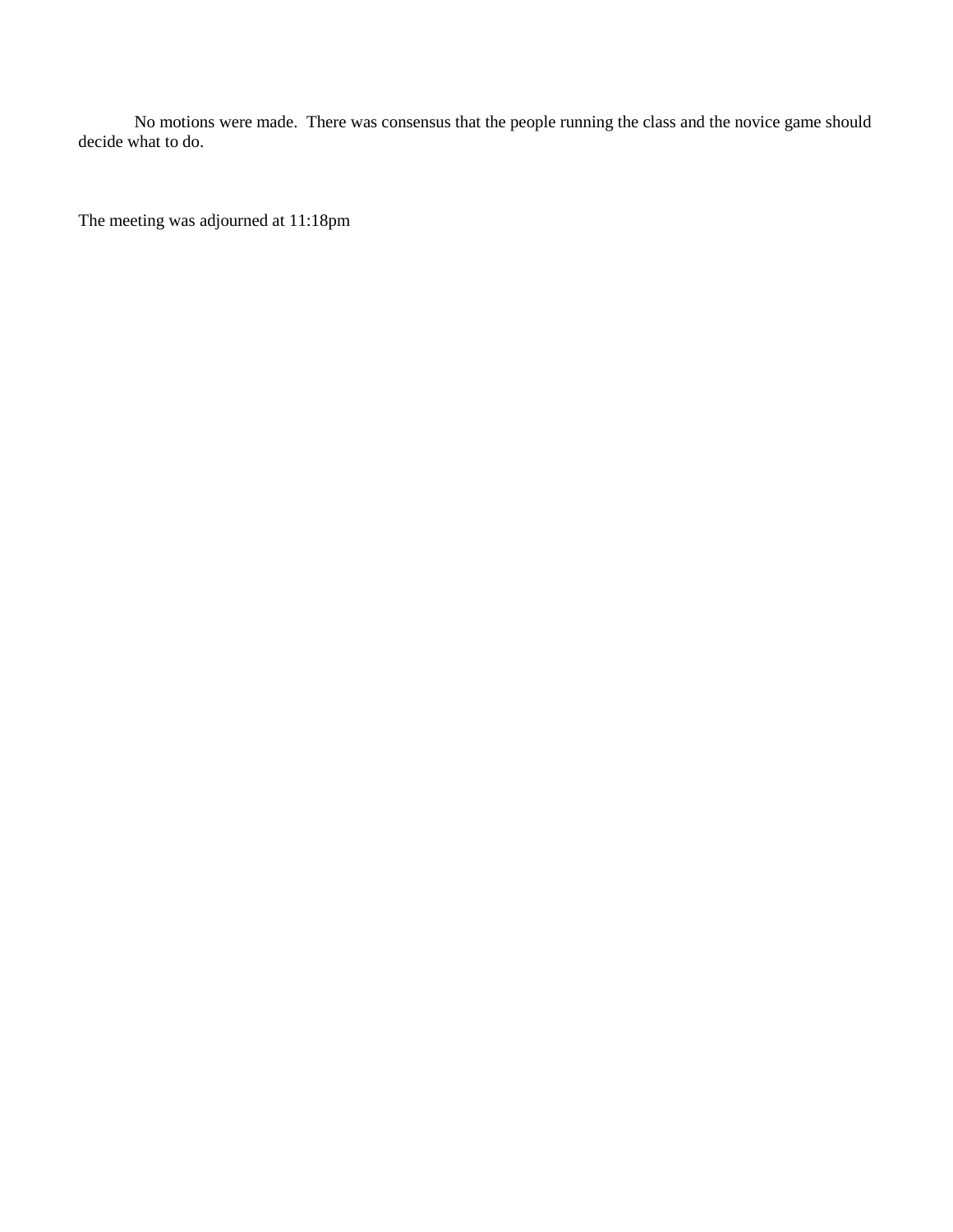No motions were made.  There was consensus that the people running the class and the novice game should decide what to do.

The meeting was adjourned at 11:18pm